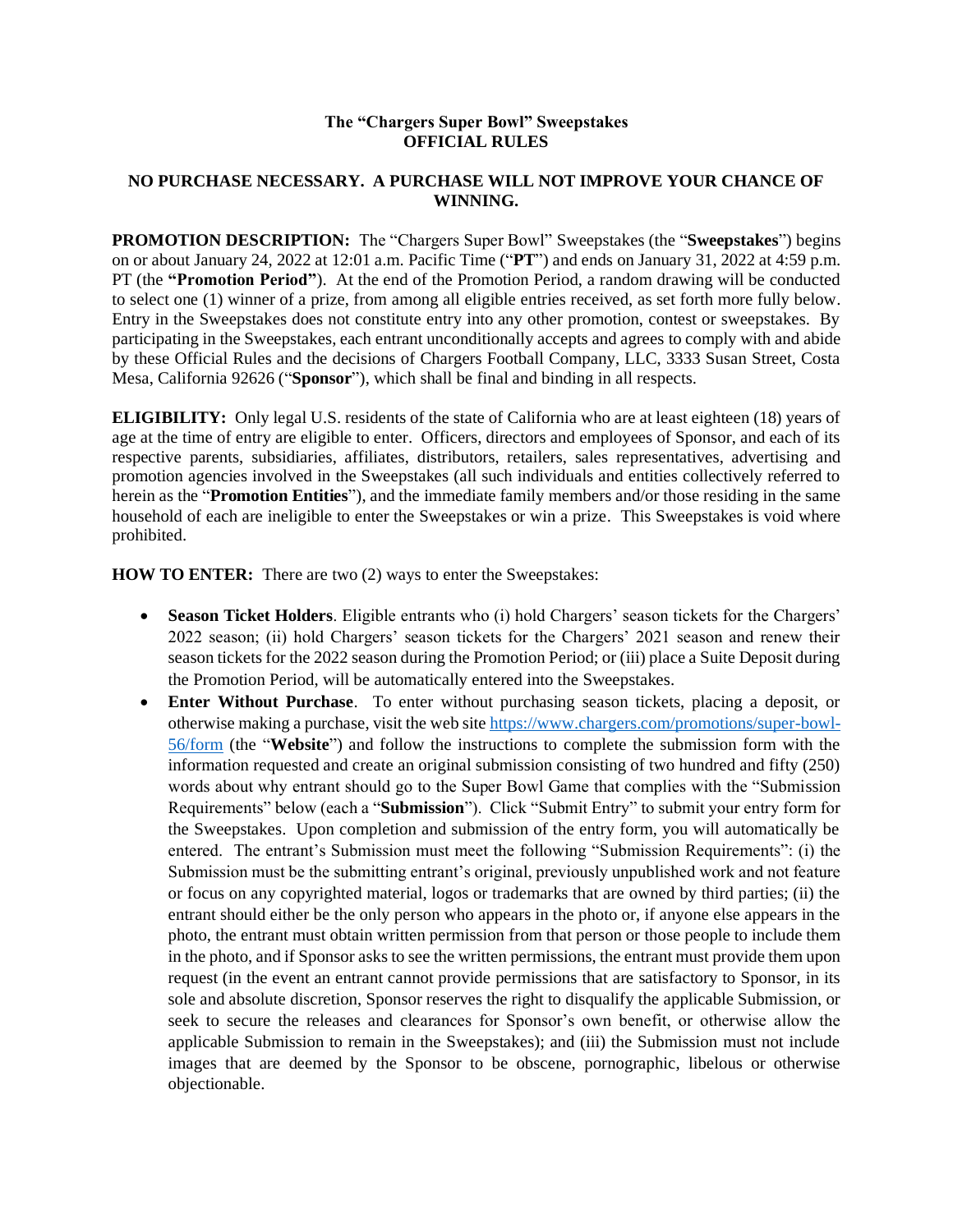**The "Chargers Super Bowl" Sweepstakes**
**OFFICIAL RULES**

**NO PURCHASE NECESSARY. A PURCHASE WILL NOT IMPROVE YOUR CHANCE OF WINNING.**

**PROMOTION DESCRIPTION:** The "Chargers Super Bowl" Sweepstakes (the "**Sweepstakes**") begins on or about January 24, 2022 at 12:01 a.m. Pacific Time ("**PT**") and ends on January 31, 2022 at 4:59 p.m. PT (the **"Promotion Period"**). At the end of the Promotion Period, a random drawing will be conducted to select one (1) winner of a prize, from among all eligible entries received, as set forth more fully below. Entry in the Sweepstakes does not constitute entry into any other promotion, contest or sweepstakes. By participating in the Sweepstakes, each entrant unconditionally accepts and agrees to comply with and abide by these Official Rules and the decisions of Chargers Football Company, LLC, 3333 Susan Street, Costa Mesa, California 92626 ("**Sponsor**"), which shall be final and binding in all respects.

**ELIGIBILITY:** Only legal U.S. residents of the state of California who are at least eighteen (18) years of age at the time of entry are eligible to enter. Officers, directors and employees of Sponsor, and each of its respective parents, subsidiaries, affiliates, distributors, retailers, sales representatives, advertising and promotion agencies involved in the Sweepstakes (all such individuals and entities collectively referred to herein as the "**Promotion Entities**"), and the immediate family members and/or those residing in the same household of each are ineligible to enter the Sweepstakes or win a prize. This Sweepstakes is void where prohibited.

**HOW TO ENTER:** There are two (2) ways to enter the Sweepstakes:

- **Season Ticket Holders**. Eligible entrants who (i) hold Chargers' season tickets for the Chargers' 2022 season; (ii) hold Chargers' season tickets for the Chargers' 2021 season and renew their season tickets for the 2022 season during the Promotion Period; or (iii) place a Suite Deposit during the Promotion Period, will be automatically entered into the Sweepstakes.
- **Enter Without Purchase**. To enter without purchasing season tickets, placing a deposit, or otherwise making a purchase, visit the web site https://www.chargers.com/promotions/super-bowl-56/form (the "**Website**") and follow the instructions to complete the submission form with the information requested and create an original submission consisting of two hundred and fifty (250) words about why entrant should go to the Super Bowl Game that complies with the "Submission Requirements" below (each a "**Submission**"). Click "Submit Entry" to submit your entry form for the Sweepstakes. Upon completion and submission of the entry form, you will automatically be entered. The entrant's Submission must meet the following "Submission Requirements": (i) the Submission must be the submitting entrant's original, previously unpublished work and not feature or focus on any copyrighted material, logos or trademarks that are owned by third parties; (ii) the entrant should either be the only person who appears in the photo or, if anyone else appears in the photo, the entrant must obtain written permission from that person or those people to include them in the photo, and if Sponsor asks to see the written permissions, the entrant must provide them upon request (in the event an entrant cannot provide permissions that are satisfactory to Sponsor, in its sole and absolute discretion, Sponsor reserves the right to disqualify the applicable Submission, or seek to secure the releases and clearances for Sponsor's own benefit, or otherwise allow the applicable Submission to remain in the Sweepstakes); and (iii) the Submission must not include images that are deemed by the Sponsor to be obscene, pornographic, libelous or otherwise objectionable.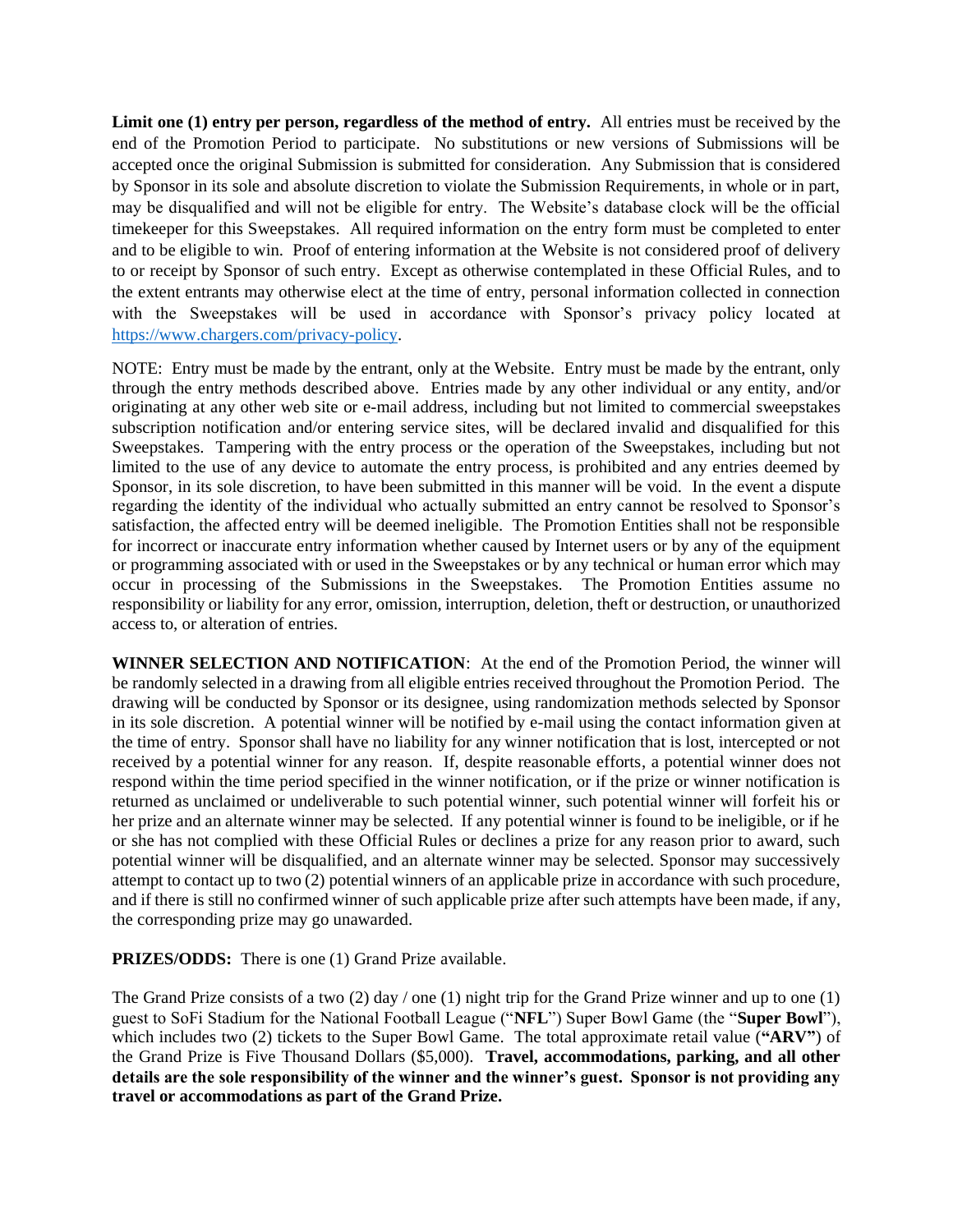**Limit one (1) entry per person, regardless of the method of entry.** All entries must be received by the end of the Promotion Period to participate. No substitutions or new versions of Submissions will be accepted once the original Submission is submitted for consideration. Any Submission that is considered by Sponsor in its sole and absolute discretion to violate the Submission Requirements, in whole or in part, may be disqualified and will not be eligible for entry. The Website's database clock will be the official timekeeper for this Sweepstakes. All required information on the entry form must be completed to enter and to be eligible to win. Proof of entering information at the Website is not considered proof of delivery to or receipt by Sponsor of such entry. Except as otherwise contemplated in these Official Rules, and to the extent entrants may otherwise elect at the time of entry, personal information collected in connection with the Sweepstakes will be used in accordance with Sponsor's privacy policy located at [https://www.chargers.com/privacy-policy](https://www.chargers.com/privacy-policy).

NOTE: Entry must be made by the entrant, only at the Website. Entry must be made by the entrant, only through the entry methods described above. Entries made by any other individual or any entity, and/or originating at any other web site or e-mail address, including but not limited to commercial sweepstakes subscription notification and/or entering service sites, will be declared invalid and disqualified for this Sweepstakes. Tampering with the entry process or the operation of the Sweepstakes, including but not limited to the use of any device to automate the entry process, is prohibited and any entries deemed by Sponsor, in its sole discretion, to have been submitted in this manner will be void. In the event a dispute regarding the identity of the individual who actually submitted an entry cannot be resolved to Sponsor's satisfaction, the affected entry will be deemed ineligible. The Promotion Entities shall not be responsible for incorrect or inaccurate entry information whether caused by Internet users or by any of the equipment or programming associated with or used in the Sweepstakes or by any technical or human error which may occur in processing of the Submissions in the Sweepstakes. The Promotion Entities assume no responsibility or liability for any error, omission, interruption, deletion, theft or destruction, or unauthorized access to, or alteration of entries.

**WINNER SELECTION AND NOTIFICATION**: At the end of the Promotion Period, the winner will be randomly selected in a drawing from all eligible entries received throughout the Promotion Period. The drawing will be conducted by Sponsor or its designee, using randomization methods selected by Sponsor in its sole discretion. A potential winner will be notified by e-mail using the contact information given at the time of entry. Sponsor shall have no liability for any winner notification that is lost, intercepted or not received by a potential winner for any reason. If, despite reasonable efforts, a potential winner does not respond within the time period specified in the winner notification, or if the prize or winner notification is returned as unclaimed or undeliverable to such potential winner, such potential winner will forfeit his or her prize and an alternate winner may be selected. If any potential winner is found to be ineligible, or if he or she has not complied with these Official Rules or declines a prize for any reason prior to award, such potential winner will be disqualified, and an alternate winner may be selected. Sponsor may successively attempt to contact up to two (2) potential winners of an applicable prize in accordance with such procedure, and if there is still no confirmed winner of such applicable prize after such attempts have been made, if any, the corresponding prize may go unawarded.

**PRIZES/ODDS:** There is one (1) Grand Prize available.

The Grand Prize consists of a two (2) day / one (1) night trip for the Grand Prize winner and up to one (1) guest to SoFi Stadium for the National Football League ("**NFL**") Super Bowl Game (the "**Super Bowl**"), which includes two (2) tickets to the Super Bowl Game. The total approximate retail value (**"ARV"**) of the Grand Prize is Five Thousand Dollars ($5,000). **Travel, accommodations, parking, and all other details are the sole responsibility of the winner and the winner's guest. Sponsor is not providing any travel or accommodations as part of the Grand Prize.**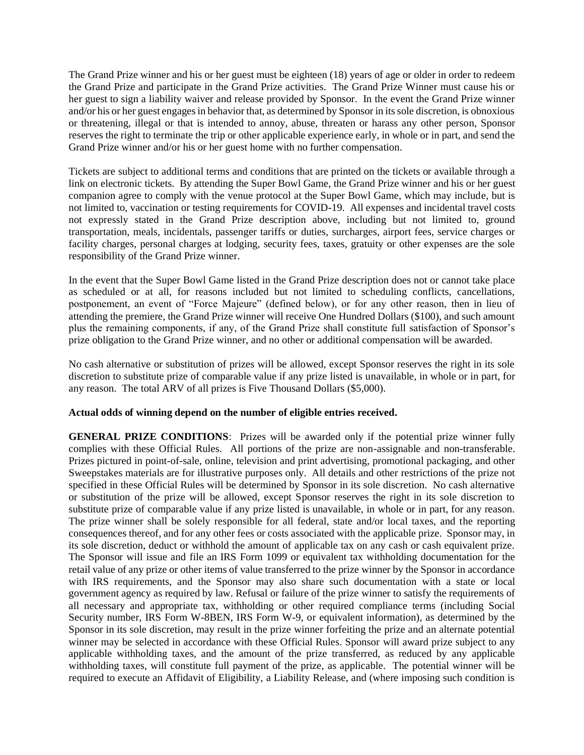The Grand Prize winner and his or her guest must be eighteen (18) years of age or older in order to redeem the Grand Prize and participate in the Grand Prize activities. The Grand Prize Winner must cause his or her guest to sign a liability waiver and release provided by Sponsor. In the event the Grand Prize winner and/or his or her guest engages in behavior that, as determined by Sponsor in its sole discretion, is obnoxious or threatening, illegal or that is intended to annoy, abuse, threaten or harass any other person, Sponsor reserves the right to terminate the trip or other applicable experience early, in whole or in part, and send the Grand Prize winner and/or his or her guest home with no further compensation.

Tickets are subject to additional terms and conditions that are printed on the tickets or available through a link on electronic tickets. By attending the Super Bowl Game, the Grand Prize winner and his or her guest companion agree to comply with the venue protocol at the Super Bowl Game, which may include, but is not limited to, vaccination or testing requirements for COVID-19. All expenses and incidental travel costs not expressly stated in the Grand Prize description above, including but not limited to, ground transportation, meals, incidentals, passenger tariffs or duties, surcharges, airport fees, service charges or facility charges, personal charges at lodging, security fees, taxes, gratuity or other expenses are the sole responsibility of the Grand Prize winner.

In the event that the Super Bowl Game listed in the Grand Prize description does not or cannot take place as scheduled or at all, for reasons included but not limited to scheduling conflicts, cancellations, postponement, an event of "Force Majeure" (defined below), or for any other reason, then in lieu of attending the premiere, the Grand Prize winner will receive One Hundred Dollars ($100), and such amount plus the remaining components, if any, of the Grand Prize shall constitute full satisfaction of Sponsor's prize obligation to the Grand Prize winner, and no other or additional compensation will be awarded.

No cash alternative or substitution of prizes will be allowed, except Sponsor reserves the right in its sole discretion to substitute prize of comparable value if any prize listed is unavailable, in whole or in part, for any reason. The total ARV of all prizes is Five Thousand Dollars ($5,000).

**Actual odds of winning depend on the number of eligible entries received.**

**GENERAL PRIZE CONDITIONS**: Prizes will be awarded only if the potential prize winner fully complies with these Official Rules. All portions of the prize are non-assignable and non-transferable. Prizes pictured in point-of-sale, online, television and print advertising, promotional packaging, and other Sweepstakes materials are for illustrative purposes only. All details and other restrictions of the prize not specified in these Official Rules will be determined by Sponsor in its sole discretion. No cash alternative or substitution of the prize will be allowed, except Sponsor reserves the right in its sole discretion to substitute prize of comparable value if any prize listed is unavailable, in whole or in part, for any reason. The prize winner shall be solely responsible for all federal, state and/or local taxes, and the reporting consequences thereof, and for any other fees or costs associated with the applicable prize. Sponsor may, in its sole discretion, deduct or withhold the amount of applicable tax on any cash or cash equivalent prize. The Sponsor will issue and file an IRS Form 1099 or equivalent tax withholding documentation for the retail value of any prize or other items of value transferred to the prize winner by the Sponsor in accordance with IRS requirements, and the Sponsor may also share such documentation with a state or local government agency as required by law. Refusal or failure of the prize winner to satisfy the requirements of all necessary and appropriate tax, withholding or other required compliance terms (including Social Security number, IRS Form W-8BEN, IRS Form W-9, or equivalent information), as determined by the Sponsor in its sole discretion, may result in the prize winner forfeiting the prize and an alternate potential winner may be selected in accordance with these Official Rules. Sponsor will award prize subject to any applicable withholding taxes, and the amount of the prize transferred, as reduced by any applicable withholding taxes, will constitute full payment of the prize, as applicable. The potential winner will be required to execute an Affidavit of Eligibility, a Liability Release, and (where imposing such condition is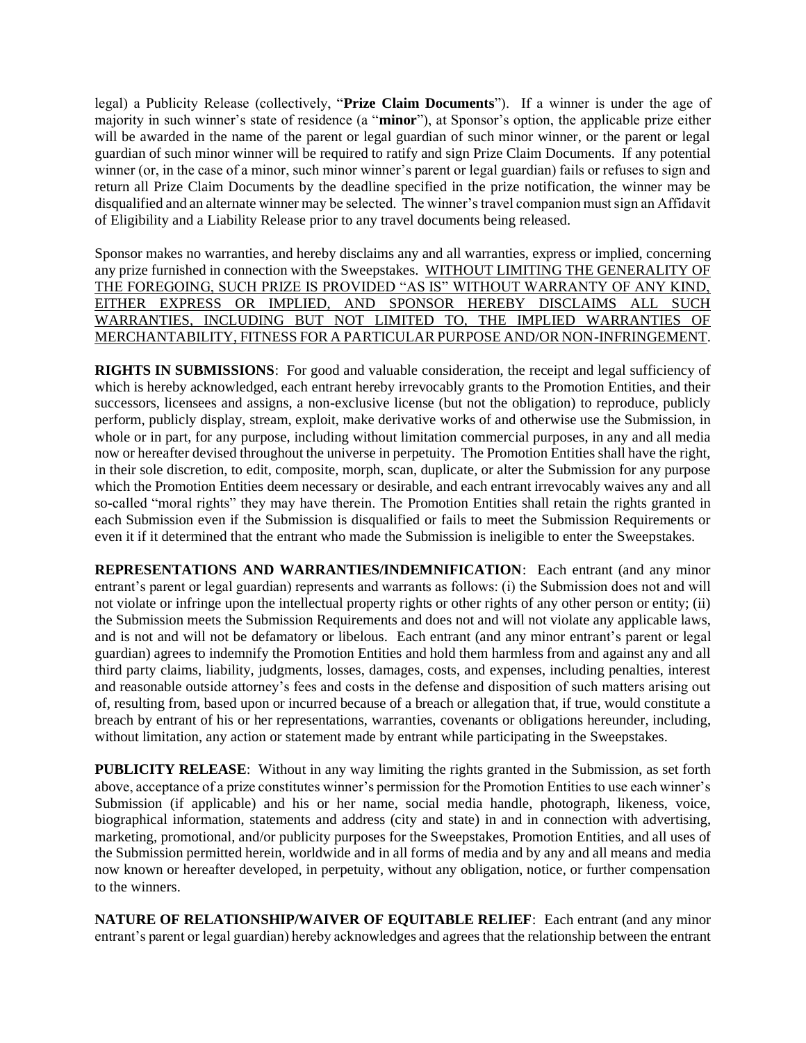legal) a Publicity Release (collectively, "**Prize Claim Documents**"). If a winner is under the age of majority in such winner's state of residence (a "**minor**"), at Sponsor's option, the applicable prize either will be awarded in the name of the parent or legal guardian of such minor winner, or the parent or legal guardian of such minor winner will be required to ratify and sign Prize Claim Documents. If any potential winner (or, in the case of a minor, such minor winner's parent or legal guardian) fails or refuses to sign and return all Prize Claim Documents by the deadline specified in the prize notification, the winner may be disqualified and an alternate winner may be selected. The winner's travel companion must sign an Affidavit of Eligibility and a Liability Release prior to any travel documents being released.

Sponsor makes no warranties, and hereby disclaims any and all warranties, express or implied, concerning any prize furnished in connection with the Sweepstakes. <u>WITHOUT LIMITING THE GENERALITY OF THE FOREGOING, SUCH PRIZE IS PROVIDED "AS IS" WITHOUT WARRANTY OF ANY KIND, EITHER EXPRESS OR IMPLIED, AND SPONSOR HEREBY DISCLAIMS ALL SUCH WARRANTIES, INCLUDING BUT NOT LIMITED TO, THE IMPLIED WARRANTIES OF MERCHANTABILITY, FITNESS FOR A PARTICULAR PURPOSE AND/OR NON-INFRINGEMENT</u>.

**RIGHTS IN SUBMISSIONS**: For good and valuable consideration, the receipt and legal sufficiency of which is hereby acknowledged, each entrant hereby irrevocably grants to the Promotion Entities, and their successors, licensees and assigns, a non-exclusive license (but not the obligation) to reproduce, publicly perform, publicly display, stream, exploit, make derivative works of and otherwise use the Submission, in whole or in part, for any purpose, including without limitation commercial purposes, in any and all media now or hereafter devised throughout the universe in perpetuity. The Promotion Entities shall have the right, in their sole discretion, to edit, composite, morph, scan, duplicate, or alter the Submission for any purpose which the Promotion Entities deem necessary or desirable, and each entrant irrevocably waives any and all so-called "moral rights" they may have therein. The Promotion Entities shall retain the rights granted in each Submission even if the Submission is disqualified or fails to meet the Submission Requirements or even it if it determined that the entrant who made the Submission is ineligible to enter the Sweepstakes.

**REPRESENTATIONS AND WARRANTIES/INDEMNIFICATION**: Each entrant (and any minor entrant's parent or legal guardian) represents and warrants as follows: (i) the Submission does not and will not violate or infringe upon the intellectual property rights or other rights of any other person or entity; (ii) the Submission meets the Submission Requirements and does not and will not violate any applicable laws, and is not and will not be defamatory or libelous. Each entrant (and any minor entrant's parent or legal guardian) agrees to indemnify the Promotion Entities and hold them harmless from and against any and all third party claims, liability, judgments, losses, damages, costs, and expenses, including penalties, interest and reasonable outside attorney's fees and costs in the defense and disposition of such matters arising out of, resulting from, based upon or incurred because of a breach or allegation that, if true, would constitute a breach by entrant of his or her representations, warranties, covenants or obligations hereunder, including, without limitation, any action or statement made by entrant while participating in the Sweepstakes.

**PUBLICITY RELEASE**: Without in any way limiting the rights granted in the Submission, as set forth above, acceptance of a prize constitutes winner's permission for the Promotion Entities to use each winner's Submission (if applicable) and his or her name, social media handle, photograph, likeness, voice, biographical information, statements and address (city and state) in and in connection with advertising, marketing, promotional, and/or publicity purposes for the Sweepstakes, Promotion Entities, and all uses of the Submission permitted herein, worldwide and in all forms of media and by any and all means and media now known or hereafter developed, in perpetuity, without any obligation, notice, or further compensation to the winners.

**NATURE OF RELATIONSHIP/WAIVER OF EQUITABLE RELIEF**: Each entrant (and any minor entrant's parent or legal guardian) hereby acknowledges and agrees that the relationship between the entrant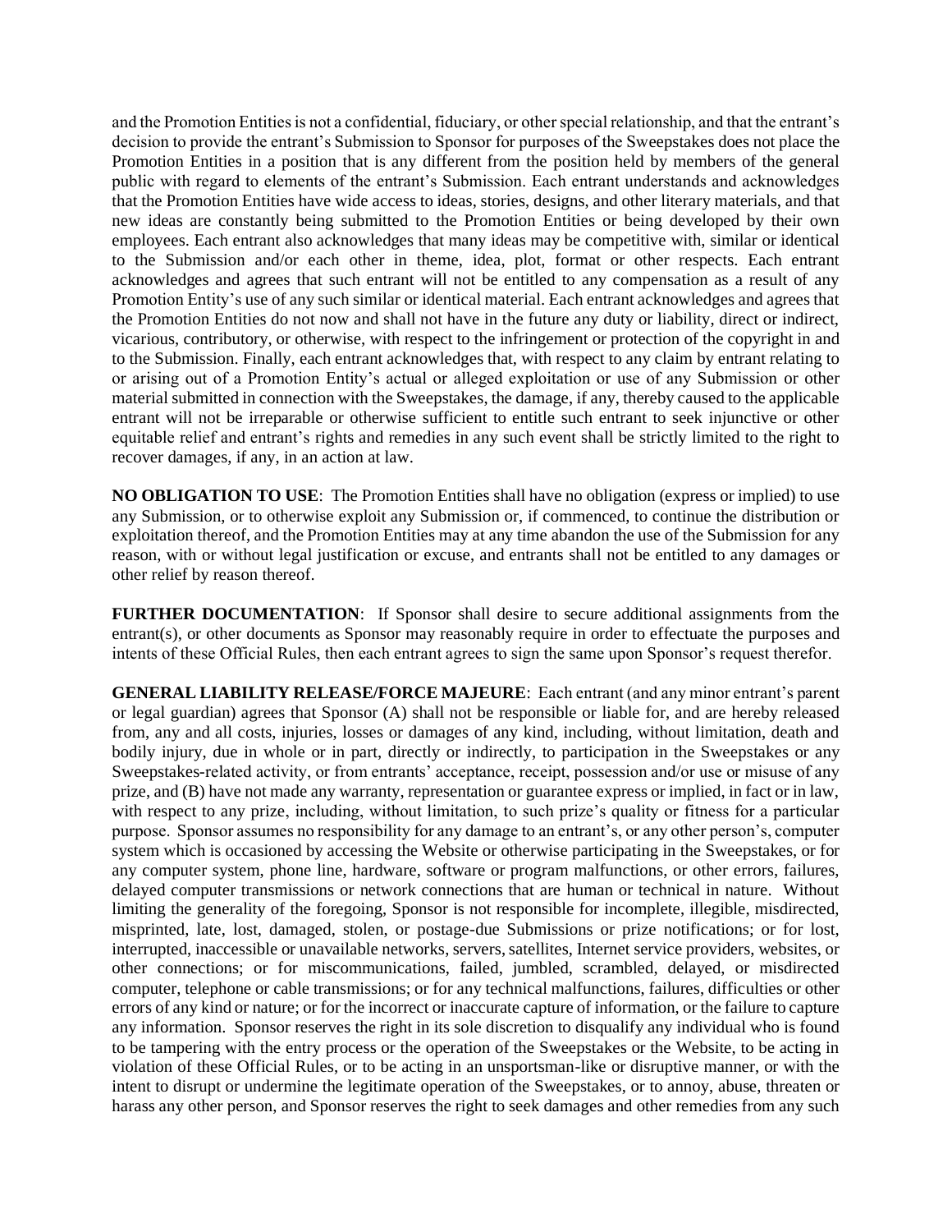and the Promotion Entities is not a confidential, fiduciary, or other special relationship, and that the entrant's decision to provide the entrant's Submission to Sponsor for purposes of the Sweepstakes does not place the Promotion Entities in a position that is any different from the position held by members of the general public with regard to elements of the entrant's Submission. Each entrant understands and acknowledges that the Promotion Entities have wide access to ideas, stories, designs, and other literary materials, and that new ideas are constantly being submitted to the Promotion Entities or being developed by their own employees. Each entrant also acknowledges that many ideas may be competitive with, similar or identical to the Submission and/or each other in theme, idea, plot, format or other respects. Each entrant acknowledges and agrees that such entrant will not be entitled to any compensation as a result of any Promotion Entity's use of any such similar or identical material. Each entrant acknowledges and agrees that the Promotion Entities do not now and shall not have in the future any duty or liability, direct or indirect, vicarious, contributory, or otherwise, with respect to the infringement or protection of the copyright in and to the Submission. Finally, each entrant acknowledges that, with respect to any claim by entrant relating to or arising out of a Promotion Entity's actual or alleged exploitation or use of any Submission or other material submitted in connection with the Sweepstakes, the damage, if any, thereby caused to the applicable entrant will not be irreparable or otherwise sufficient to entitle such entrant to seek injunctive or other equitable relief and entrant's rights and remedies in any such event shall be strictly limited to the right to recover damages, if any, in an action at law.

**NO OBLIGATION TO USE**: The Promotion Entities shall have no obligation (express or implied) to use any Submission, or to otherwise exploit any Submission or, if commenced, to continue the distribution or exploitation thereof, and the Promotion Entities may at any time abandon the use of the Submission for any reason, with or without legal justification or excuse, and entrants shall not be entitled to any damages or other relief by reason thereof.

**FURTHER DOCUMENTATION**: If Sponsor shall desire to secure additional assignments from the entrant(s), or other documents as Sponsor may reasonably require in order to effectuate the purposes and intents of these Official Rules, then each entrant agrees to sign the same upon Sponsor's request therefor.

**GENERAL LIABILITY RELEASE/FORCE MAJEURE**: Each entrant (and any minor entrant's parent or legal guardian) agrees that Sponsor (A) shall not be responsible or liable for, and are hereby released from, any and all costs, injuries, losses or damages of any kind, including, without limitation, death and bodily injury, due in whole or in part, directly or indirectly, to participation in the Sweepstakes or any Sweepstakes-related activity, or from entrants' acceptance, receipt, possession and/or use or misuse of any prize, and (B) have not made any warranty, representation or guarantee express or implied, in fact or in law, with respect to any prize, including, without limitation, to such prize's quality or fitness for a particular purpose. Sponsor assumes no responsibility for any damage to an entrant's, or any other person's, computer system which is occasioned by accessing the Website or otherwise participating in the Sweepstakes, or for any computer system, phone line, hardware, software or program malfunctions, or other errors, failures, delayed computer transmissions or network connections that are human or technical in nature. Without limiting the generality of the foregoing, Sponsor is not responsible for incomplete, illegible, misdirected, misprinted, late, lost, damaged, stolen, or postage-due Submissions or prize notifications; or for lost, interrupted, inaccessible or unavailable networks, servers, satellites, Internet service providers, websites, or other connections; or for miscommunications, failed, jumbled, scrambled, delayed, or misdirected computer, telephone or cable transmissions; or for any technical malfunctions, failures, difficulties or other errors of any kind or nature; or for the incorrect or inaccurate capture of information, or the failure to capture any information. Sponsor reserves the right in its sole discretion to disqualify any individual who is found to be tampering with the entry process or the operation of the Sweepstakes or the Website, to be acting in violation of these Official Rules, or to be acting in an unsportsman-like or disruptive manner, or with the intent to disrupt or undermine the legitimate operation of the Sweepstakes, or to annoy, abuse, threaten or harass any other person, and Sponsor reserves the right to seek damages and other remedies from any such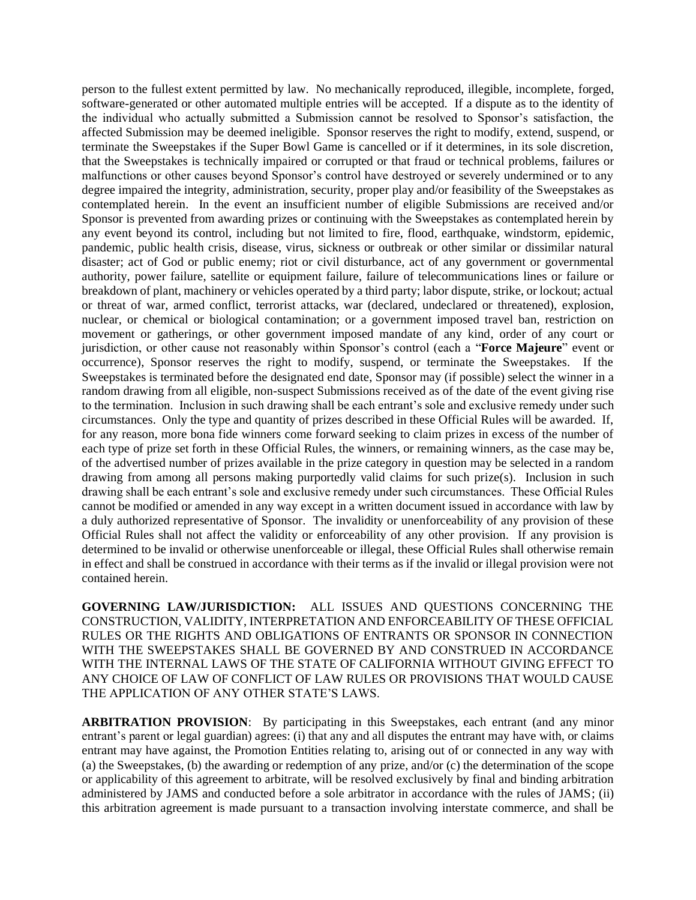person to the fullest extent permitted by law. No mechanically reproduced, illegible, incomplete, forged, software-generated or other automated multiple entries will be accepted. If a dispute as to the identity of the individual who actually submitted a Submission cannot be resolved to Sponsor's satisfaction, the affected Submission may be deemed ineligible. Sponsor reserves the right to modify, extend, suspend, or terminate the Sweepstakes if the Super Bowl Game is cancelled or if it determines, in its sole discretion, that the Sweepstakes is technically impaired or corrupted or that fraud or technical problems, failures or malfunctions or other causes beyond Sponsor's control have destroyed or severely undermined or to any degree impaired the integrity, administration, security, proper play and/or feasibility of the Sweepstakes as contemplated herein. In the event an insufficient number of eligible Submissions are received and/or Sponsor is prevented from awarding prizes or continuing with the Sweepstakes as contemplated herein by any event beyond its control, including but not limited to fire, flood, earthquake, windstorm, epidemic, pandemic, public health crisis, disease, virus, sickness or outbreak or other similar or dissimilar natural disaster; act of God or public enemy; riot or civil disturbance, act of any government or governmental authority, power failure, satellite or equipment failure, failure of telecommunications lines or failure or breakdown of plant, machinery or vehicles operated by a third party; labor dispute, strike, or lockout; actual or threat of war, armed conflict, terrorist attacks, war (declared, undeclared or threatened), explosion, nuclear, or chemical or biological contamination; or a government imposed travel ban, restriction on movement or gatherings, or other government imposed mandate of any kind, order of any court or jurisdiction, or other cause not reasonably within Sponsor's control (each a "**Force Majeure**" event or occurrence), Sponsor reserves the right to modify, suspend, or terminate the Sweepstakes. If the Sweepstakes is terminated before the designated end date, Sponsor may (if possible) select the winner in a random drawing from all eligible, non-suspect Submissions received as of the date of the event giving rise to the termination. Inclusion in such drawing shall be each entrant's sole and exclusive remedy under such circumstances. Only the type and quantity of prizes described in these Official Rules will be awarded. If, for any reason, more bona fide winners come forward seeking to claim prizes in excess of the number of each type of prize set forth in these Official Rules, the winners, or remaining winners, as the case may be, of the advertised number of prizes available in the prize category in question may be selected in a random drawing from among all persons making purportedly valid claims for such prize(s). Inclusion in such drawing shall be each entrant's sole and exclusive remedy under such circumstances. These Official Rules cannot be modified or amended in any way except in a written document issued in accordance with law by a duly authorized representative of Sponsor. The invalidity or unenforceability of any provision of these Official Rules shall not affect the validity or enforceability of any other provision. If any provision is determined to be invalid or otherwise unenforceable or illegal, these Official Rules shall otherwise remain in effect and shall be construed in accordance with their terms as if the invalid or illegal provision were not contained herein.

**GOVERNING LAW/JURISDICTION:** ALL ISSUES AND QUESTIONS CONCERNING THE CONSTRUCTION, VALIDITY, INTERPRETATION AND ENFORCEABILITY OF THESE OFFICIAL RULES OR THE RIGHTS AND OBLIGATIONS OF ENTRANTS OR SPONSOR IN CONNECTION WITH THE SWEEPSTAKES SHALL BE GOVERNED BY AND CONSTRUED IN ACCORDANCE WITH THE INTERNAL LAWS OF THE STATE OF CALIFORNIA WITHOUT GIVING EFFECT TO ANY CHOICE OF LAW OF CONFLICT OF LAW RULES OR PROVISIONS THAT WOULD CAUSE THE APPLICATION OF ANY OTHER STATE'S LAWS.

**ARBITRATION PROVISION**: By participating in this Sweepstakes, each entrant (and any minor entrant's parent or legal guardian) agrees: (i) that any and all disputes the entrant may have with, or claims entrant may have against, the Promotion Entities relating to, arising out of or connected in any way with (a) the Sweepstakes, (b) the awarding or redemption of any prize, and/or (c) the determination of the scope or applicability of this agreement to arbitrate, will be resolved exclusively by final and binding arbitration administered by JAMS and conducted before a sole arbitrator in accordance with the rules of JAMS; (ii) this arbitration agreement is made pursuant to a transaction involving interstate commerce, and shall be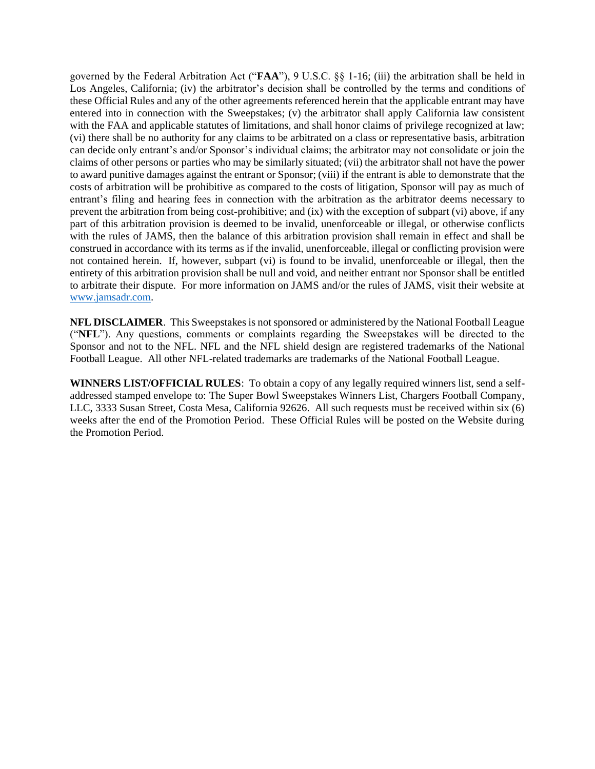governed by the Federal Arbitration Act ("**FAA**"), 9 U.S.C. §§ 1-16; (iii) the arbitration shall be held in Los Angeles, California; (iv) the arbitrator's decision shall be controlled by the terms and conditions of these Official Rules and any of the other agreements referenced herein that the applicable entrant may have entered into in connection with the Sweepstakes; (v) the arbitrator shall apply California law consistent with the FAA and applicable statutes of limitations, and shall honor claims of privilege recognized at law; (vi) there shall be no authority for any claims to be arbitrated on a class or representative basis, arbitration can decide only entrant's and/or Sponsor's individual claims; the arbitrator may not consolidate or join the claims of other persons or parties who may be similarly situated; (vii) the arbitrator shall not have the power to award punitive damages against the entrant or Sponsor; (viii) if the entrant is able to demonstrate that the costs of arbitration will be prohibitive as compared to the costs of litigation, Sponsor will pay as much of entrant's filing and hearing fees in connection with the arbitration as the arbitrator deems necessary to prevent the arbitration from being cost-prohibitive; and (ix) with the exception of subpart (vi) above, if any part of this arbitration provision is deemed to be invalid, unenforceable or illegal, or otherwise conflicts with the rules of JAMS, then the balance of this arbitration provision shall remain in effect and shall be construed in accordance with its terms as if the invalid, unenforceable, illegal or conflicting provision were not contained herein. If, however, subpart (vi) is found to be invalid, unenforceable or illegal, then the entirety of this arbitration provision shall be null and void, and neither entrant nor Sponsor shall be entitled to arbitrate their dispute. For more information on JAMS and/or the rules of JAMS, visit their website at [www.jamsadr.com](http://www.jamsadr.com).

**NFL DISCLAIMER**. This Sweepstakes is not sponsored or administered by the National Football League ("**NFL**"). Any questions, comments or complaints regarding the Sweepstakes will be directed to the Sponsor and not to the NFL. NFL and the NFL shield design are registered trademarks of the National Football League. All other NFL-related trademarks are trademarks of the National Football League.

**WINNERS LIST/OFFICIAL RULES**: To obtain a copy of any legally required winners list, send a self-addressed stamped envelope to: The Super Bowl Sweepstakes Winners List, Chargers Football Company, LLC, 3333 Susan Street, Costa Mesa, California 92626. All such requests must be received within six (6) weeks after the end of the Promotion Period. These Official Rules will be posted on the Website during the Promotion Period.